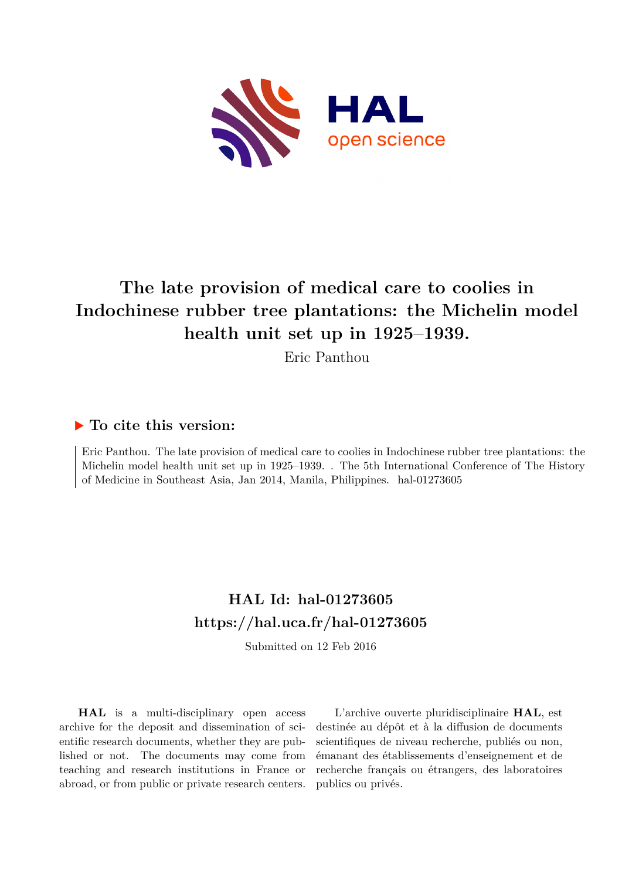# The late provision of medical care to coolies in Indochinese rubber tree plantations: the Michelin model health unit set up in 1925–1939.

Eric Panthou

## ▶ To cite this version:

Eric Panthou. The late provision of medical care to coolies in Indochinese rubber tree plantations: the Michelin model health unit set up in 1925–1939. . The 5th International Conference of The History of Medicine in Southeast Asia, Jan 2014, Manila, Philippines. hal-01273605

## HAL Id: hal-01273605
## https://hal.uca.fr/hal-01273605

Submitted on 12 Feb 2016

**HAL** is a multi-disciplinary open access archive for the deposit and dissemination of scientific research documents, whether they are published or not. The documents may come from teaching and research institutions in France or abroad, or from public or private research centers.

L'archive ouverte pluridisciplinaire **HAL**, est destinée au dépôt et à la diffusion de documents scientifiques de niveau recherche, publiés ou non, émanant des établissements d'enseignement et de recherche français ou étrangers, des laboratoires publics ou privés.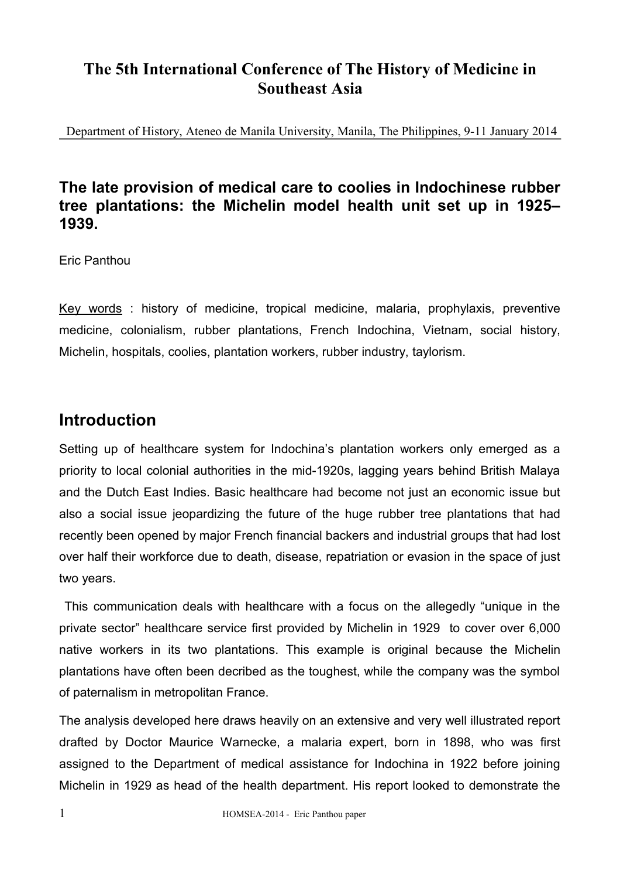# The 5th International Conference of The History of Medicine in Southeast Asia

Department of History, Ateneo de Manila University, Manila, The Philippines, 9-11 January 2014

## The late provision of medical care to coolies in Indochinese rubber tree plantations: the Michelin model health unit set up in 1925–1939.

Eric Panthou

Key words : history of medicine, tropical medicine, malaria, prophylaxis, preventive medicine, colonialism, rubber plantations, French Indochina, Vietnam, social history, Michelin, hospitals, coolies, plantation workers, rubber industry, taylorism.

## Introduction

Setting up of healthcare system for Indochina's plantation workers only emerged as a priority to local colonial authorities in the mid-1920s, lagging years behind British Malaya and the Dutch East Indies. Basic healthcare had become not just an economic issue but also a social issue jeopardizing the future of the huge rubber tree plantations that had recently been opened by major French financial backers and industrial groups that had lost over half their workforce due to death, disease, repatriation or evasion in the space of just two years.

This communication deals with healthcare with a focus on the allegedly "unique in the private sector" healthcare service first provided by Michelin in 1929 to cover over 6,000 native workers in its two plantations. This example is original because the Michelin plantations have often been decribed as the toughest, while the company was the symbol of paternalism in metropolitan France.

The analysis developed here draws heavily on an extensive and very well illustrated report drafted by Doctor Maurice Warnecke, a malaria expert, born in 1898, who was first assigned to the Department of medical assistance for Indochina in 1922 before joining Michelin in 1929 as head of the health department. His report looked to demonstrate the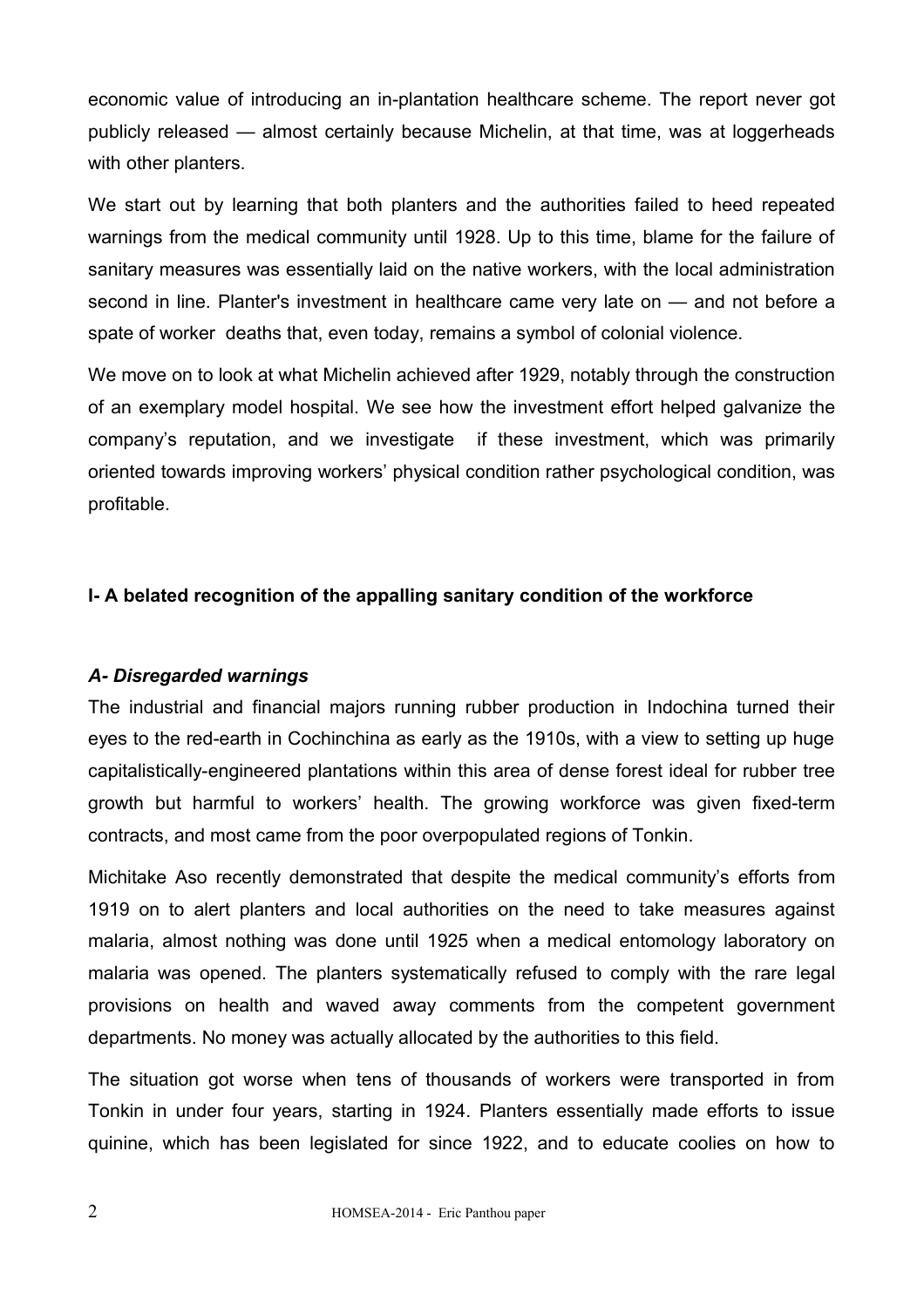economic value of introducing an in-plantation healthcare scheme. The report never got publicly released — almost certainly because Michelin, at that time, was at loggerheads with other planters.

We start out by learning that both planters and the authorities failed to heed repeated warnings from the medical community until 1928. Up to this time, blame for the failure of sanitary measures was essentially laid on the native workers, with the local administration second in line. Planter's investment in healthcare came very late on — and not before a spate of worker deaths that, even today, remains a symbol of colonial violence.

We move on to look at what Michelin achieved after 1929, notably through the construction of an exemplary model hospital. We see how the investment effort helped galvanize the company's reputation, and we investigate if these investment, which was primarily oriented towards improving workers' physical condition rather psychological condition, was profitable.

## I- A belated recognition of the appalling sanitary condition of the workforce

### *A- Disregarded warnings*

The industrial and financial majors running rubber production in Indochina turned their eyes to the red-earth in Cochinchina as early as the 1910s, with a view to setting up huge capitalistically-engineered plantations within this area of dense forest ideal for rubber tree growth but harmful to workers' health. The growing workforce was given fixed-term contracts, and most came from the poor overpopulated regions of Tonkin.

Michitake Aso recently demonstrated that despite the medical community's efforts from 1919 on to alert planters and local authorities on the need to take measures against malaria, almost nothing was done until 1925 when a medical entomology laboratory on malaria was opened. The planters systematically refused to comply with the rare legal provisions on health and waved away comments from the competent government departments. No money was actually allocated by the authorities to this field.

The situation got worse when tens of thousands of workers were transported in from Tonkin in under four years, starting in 1924. Planters essentially made efforts to issue quinine, which has been legislated for since 1922, and to educate coolies on how to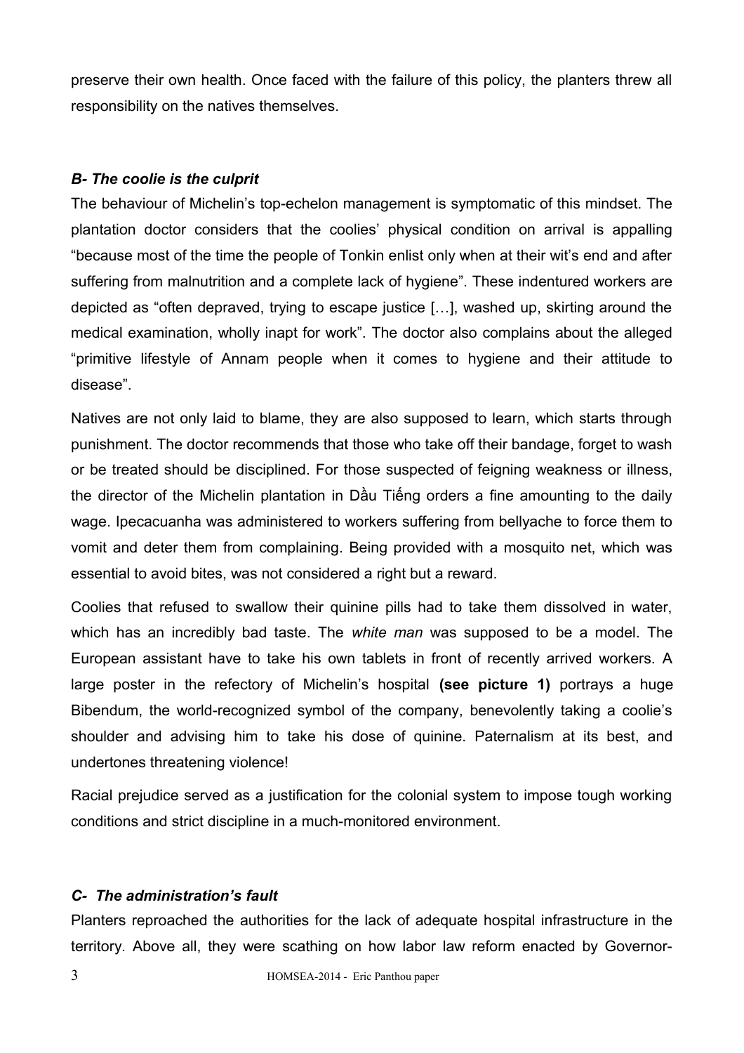preserve their own health. Once faced with the failure of this policy, the planters threw all responsibility on the natives themselves.

### *B- The coolie is the culprit*

The behaviour of Michelin's top-echelon management is symptomatic of this mindset. The plantation doctor considers that the coolies' physical condition on arrival is appalling "because most of the time the people of Tonkin enlist only when at their wit's end and after suffering from malnutrition and a complete lack of hygiene". These indentured workers are depicted as "often depraved, trying to escape justice […], washed up, skirting around the medical examination, wholly inapt for work". The doctor also complains about the alleged "primitive lifestyle of Annam people when it comes to hygiene and their attitude to disease".

Natives are not only laid to blame, they are also supposed to learn, which starts through punishment. The doctor recommends that those who take off their bandage, forget to wash or be treated should be disciplined. For those suspected of feigning weakness or illness, the director of the Michelin plantation in Dầu Tiếng orders a fine amounting to the daily wage. Ipecacuanha was administered to workers suffering from bellyache to force them to vomit and deter them from complaining. Being provided with a mosquito net, which was essential to avoid bites, was not considered a right but a reward.

Coolies that refused to swallow their quinine pills had to take them dissolved in water, which has an incredibly bad taste. The *white man* was supposed to be a model. The European assistant have to take his own tablets in front of recently arrived workers. A large poster in the refectory of Michelin's hospital **(see picture 1)** portrays a huge Bibendum, the world-recognized symbol of the company, benevolently taking a coolie's shoulder and advising him to take his dose of quinine. Paternalism at its best, and undertones threatening violence!

Racial prejudice served as a justification for the colonial system to impose tough working conditions and strict discipline in a much-monitored environment.

### *C- The administration's fault*

Planters reproached the authorities for the lack of adequate hospital infrastructure in the territory. Above all, they were scathing on how labor law reform enacted by Governor-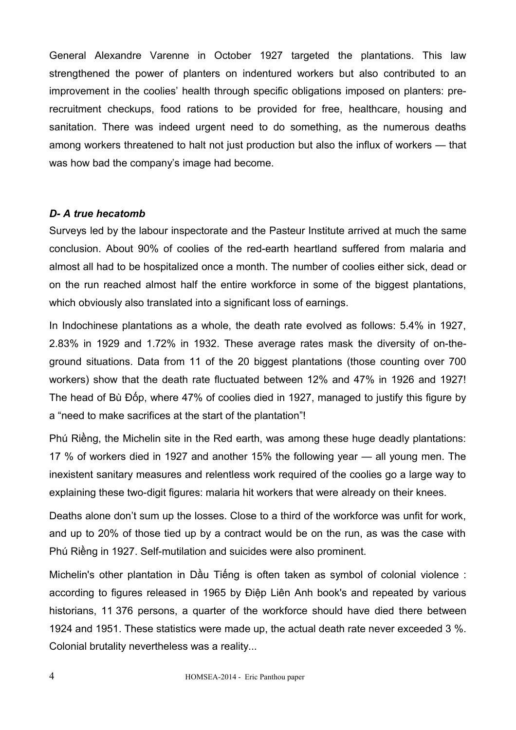General Alexandre Varenne in October 1927 targeted the plantations. This law strengthened the power of planters on indentured workers but also contributed to an improvement in the coolies' health through specific obligations imposed on planters: pre-recruitment checkups, food rations to be provided for free, healthcare, housing and sanitation. There was indeed urgent need to do something, as the numerous deaths among workers threatened to halt not just production but also the influx of workers — that was how bad the company's image had become.

### *D- A true hecatomb*

Surveys led by the labour inspectorate and the Pasteur Institute arrived at much the same conclusion. About 90% of coolies of the red-earth heartland suffered from malaria and almost all had to be hospitalized once a month. The number of coolies either sick, dead or on the run reached almost half the entire workforce in some of the biggest plantations, which obviously also translated into a significant loss of earnings.

In Indochinese plantations as a whole, the death rate evolved as follows: 5.4% in 1927, 2.83% in 1929 and 1.72% in 1932. These average rates mask the diversity of on-the-ground situations. Data from 11 of the 20 biggest plantations (those counting over 700 workers) show that the death rate fluctuated between 12% and 47% in 1926 and 1927! The head of Bù Đốp, where 47% of coolies died in 1927, managed to justify this figure by a "need to make sacrifices at the start of the plantation"!

Phú Riềng, the Michelin site in the Red earth, was among these huge deadly plantations: 17 % of workers died in 1927 and another 15% the following year — all young men. The inexistent sanitary measures and relentless work required of the coolies go a large way to explaining these two-digit figures: malaria hit workers that were already on their knees.

Deaths alone don't sum up the losses. Close to a third of the workforce was unfit for work, and up to 20% of those tied up by a contract would be on the run, as was the case with Phú Riềng in 1927. Self-mutilation and suicides were also prominent.

Michelin's other plantation in Dầu Tiếng is often taken as symbol of colonial violence : according to figures released in 1965 by Điệp Liên Anh book's and repeated by various historians, 11 376 persons, a quarter of the workforce should have died there between 1924 and 1951. These statistics were made up, the actual death rate never exceeded 3 %. Colonial brutality nevertheless was a reality...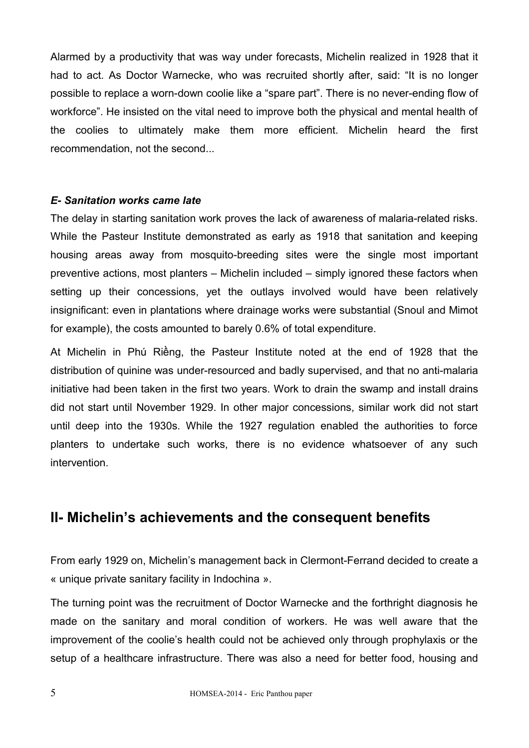Alarmed by a productivity that was way under forecasts, Michelin realized in 1928 that it had to act. As Doctor Warnecke, who was recruited shortly after, said: “It is no longer possible to replace a worn-down coolie like a “spare part”. There is no never-ending flow of workforce”. He insisted on the vital need to improve both the physical and mental health of the coolies to ultimately make them more efficient. Michelin heard the first recommendation, not the second...

#### *E- Sanitation works came late*

The delay in starting sanitation work proves the lack of awareness of malaria-related risks. While the Pasteur Institute demonstrated as early as 1918 that sanitation and keeping housing areas away from mosquito-breeding sites were the single most important preventive actions, most planters – Michelin included – simply ignored these factors when setting up their concessions, yet the outlays involved would have been relatively insignificant: even in plantations where drainage works were substantial (Snoul and Mimot for example), the costs amounted to barely 0.6% of total expenditure.

At Michelin in Phú Riềng, the Pasteur Institute noted at the end of 1928 that the distribution of quinine was under-resourced and badly supervised, and that no anti-malaria initiative had been taken in the first two years. Work to drain the swamp and install drains did not start until November 1929. In other major concessions, similar work did not start until deep into the 1930s. While the 1927 regulation enabled the authorities to force planters to undertake such works, there is no evidence whatsoever of any such intervention.

## II- Michelin’s achievements and the consequent benefits

From early 1929 on, Michelin’s management back in Clermont-Ferrand decided to create a « unique private sanitary facility in Indochina ».

The turning point was the recruitment of Doctor Warnecke and the forthright diagnosis he made on the sanitary and moral condition of workers. He was well aware that the improvement of the coolie’s health could not be achieved only through prophylaxis or the setup of a healthcare infrastructure. There was also a need for better food, housing and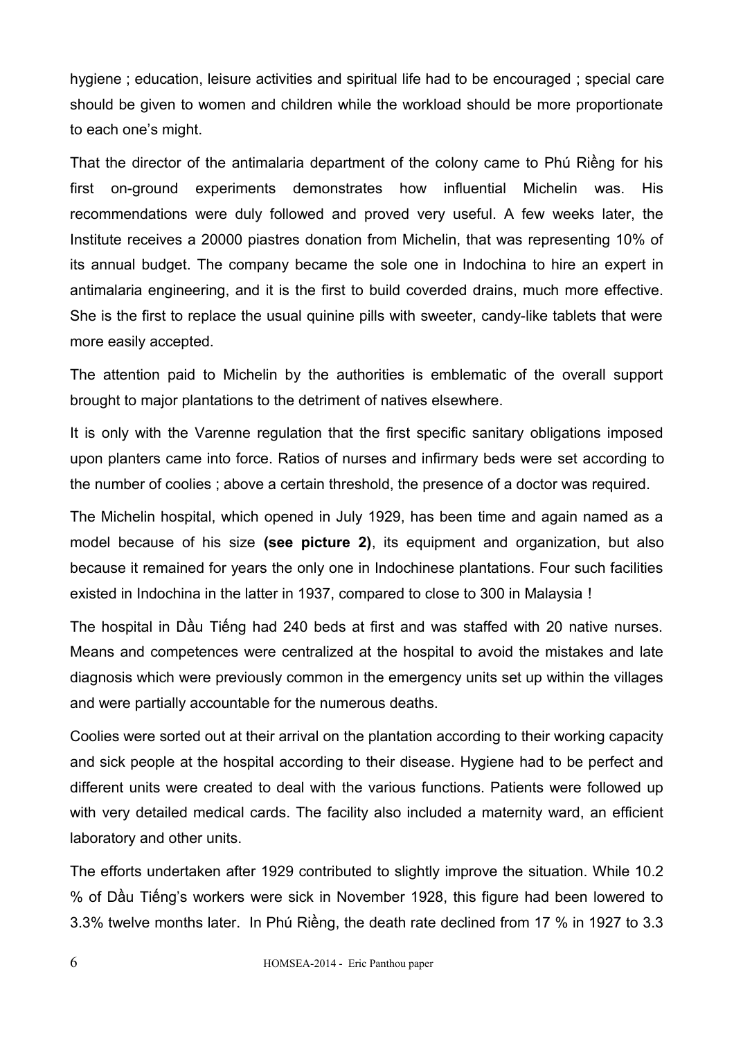hygiene ; education, leisure activities and spiritual life had to be encouraged ; special care should be given to women and children while the workload should be more proportionate to each one's might.

That the director of the antimalaria department of the colony came to Phú Riềng for his first on-ground experiments demonstrates how influential Michelin was. His recommendations were duly followed and proved very useful. A few weeks later, the Institute receives a 20000 piastres donation from Michelin, that was representing 10% of its annual budget. The company became the sole one in Indochina to hire an expert in antimalaria engineering, and it is the first to build coverded drains, much more effective. She is the first to replace the usual quinine pills with sweeter, candy-like tablets that were more easily accepted.

The attention paid to Michelin by the authorities is emblematic of the overall support brought to major plantations to the detriment of natives elsewhere.

It is only with the Varenne regulation that the first specific sanitary obligations imposed upon planters came into force. Ratios of nurses and infirmary beds were set according to the number of coolies ; above a certain threshold, the presence of a doctor was required.

The Michelin hospital, which opened in July 1929, has been time and again named as a model because of his size **(see picture 2)**, its equipment and organization, but also because it remained for years the only one in Indochinese plantations. Four such facilities existed in Indochina in the latter in 1937, compared to close to 300 in Malaysia !

The hospital in Dầu Tiếng had 240 beds at first and was staffed with 20 native nurses. Means and competences were centralized at the hospital to avoid the mistakes and late diagnosis which were previously common in the emergency units set up within the villages and were partially accountable for the numerous deaths.

Coolies were sorted out at their arrival on the plantation according to their working capacity and sick people at the hospital according to their disease. Hygiene had to be perfect and different units were created to deal with the various functions. Patients were followed up with very detailed medical cards. The facility also included a maternity ward, an efficient laboratory and other units.

The efforts undertaken after 1929 contributed to slightly improve the situation. While 10.2 % of Dầu Tiếng's workers were sick in November 1928, this figure had been lowered to 3.3% twelve months later. In Phú Riềng, the death rate declined from 17 % in 1927 to 3.3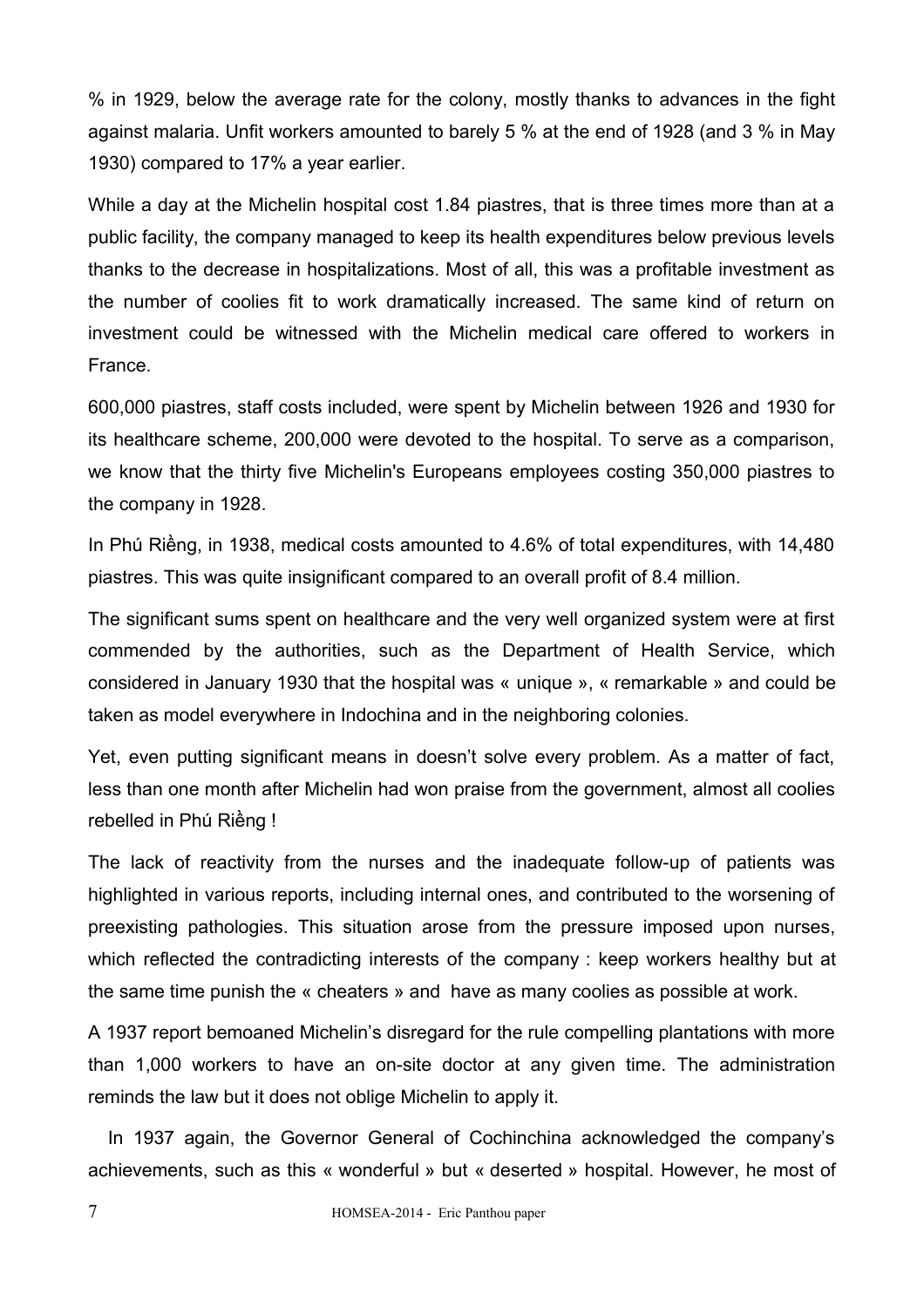% in 1929, below the average rate for the colony, mostly thanks to advances in the fight against malaria. Unfit workers amounted to barely 5 % at the end of 1928 (and 3 % in May 1930) compared to 17% a year earlier.

While a day at the Michelin hospital cost 1.84 piastres, that is three times more than at a public facility, the company managed to keep its health expenditures below previous levels thanks to the decrease in hospitalizations. Most of all, this was a profitable investment as the number of coolies fit to work dramatically increased. The same kind of return on investment could be witnessed with the Michelin medical care offered to workers in France.

600,000 piastres, staff costs included, were spent by Michelin between 1926 and 1930 for its healthcare scheme, 200,000 were devoted to the hospital. To serve as a comparison, we know that the thirty five Michelin's Europeans employees costing 350,000 piastres to the company in 1928.

In Phú Riềng, in 1938, medical costs amounted to 4.6% of total expenditures, with 14,480 piastres. This was quite insignificant compared to an overall profit of 8.4 million.

The significant sums spent on healthcare and the very well organized system were at first commended by the authorities, such as the Department of Health Service, which considered in January 1930 that the hospital was « unique », « remarkable » and could be taken as model everywhere in Indochina and in the neighboring colonies.

Yet, even putting significant means in doesn't solve every problem. As a matter of fact, less than one month after Michelin had won praise from the government, almost all coolies rebelled in Phú Riềng !

The lack of reactivity from the nurses and the inadequate follow-up of patients was highlighted in various reports, including internal ones, and contributed to the worsening of preexisting pathologies. This situation arose from the pressure imposed upon nurses, which reflected the contradicting interests of the company : keep workers healthy but at the same time punish the « cheaters » and have as many coolies as possible at work.

A 1937 report bemoaned Michelin's disregard for the rule compelling plantations with more than 1,000 workers to have an on-site doctor at any given time. The administration reminds the law but it does not oblige Michelin to apply it.

In 1937 again, the Governor General of Cochinchina acknowledged the company's achievements, such as this « wonderful » but « deserted » hospital. However, he most of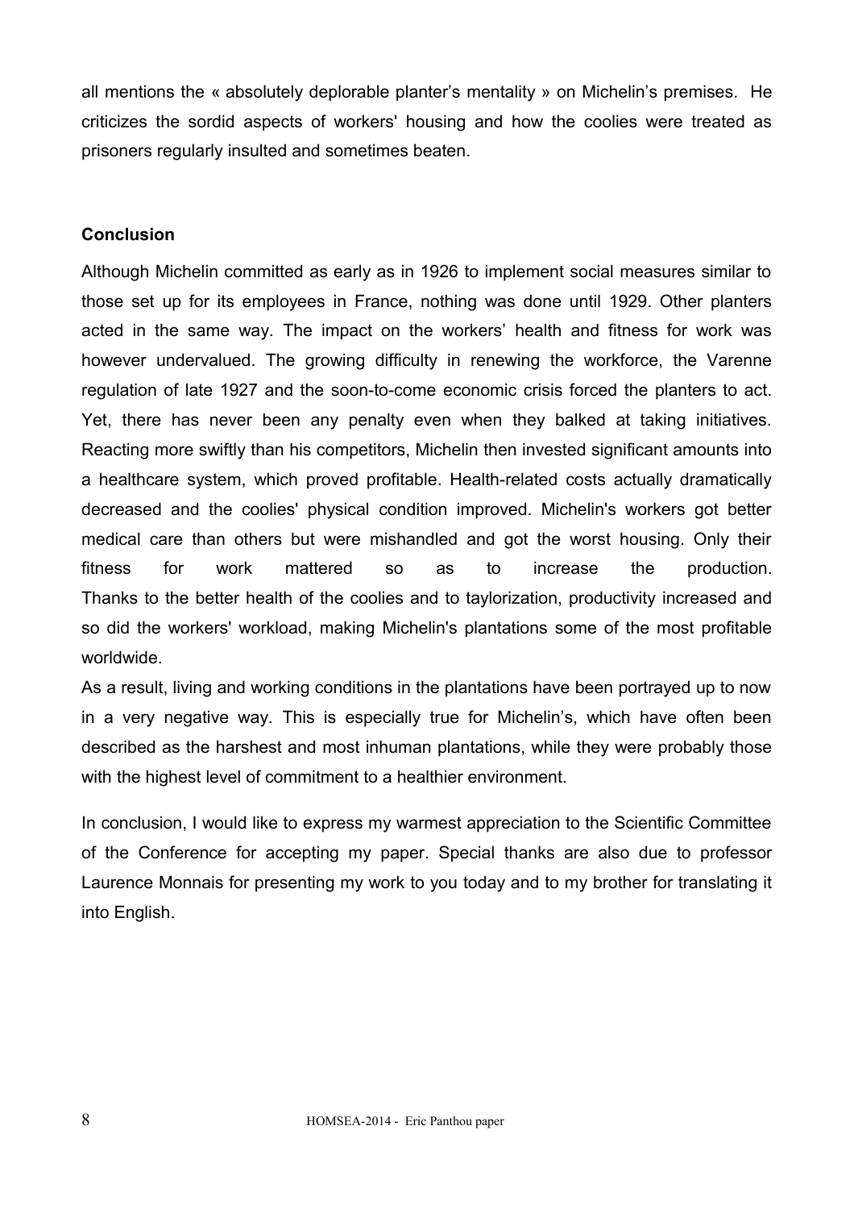all mentions the « absolutely deplorable planter's mentality » on Michelin's premises. He criticizes the sordid aspects of workers' housing and how the coolies were treated as prisoners regularly insulted and sometimes beaten.

**Conclusion**

Although Michelin committed as early as in 1926 to implement social measures similar to those set up for its employees in France, nothing was done until 1929. Other planters acted in the same way. The impact on the workers' health and fitness for work was however undervalued. The growing difficulty in renewing the workforce, the Varenne regulation of late 1927 and the soon-to-come economic crisis forced the planters to act. Yet, there has never been any penalty even when they balked at taking initiatives. Reacting more swiftly than his competitors, Michelin then invested significant amounts into a healthcare system, which proved profitable. Health-related costs actually dramatically decreased and the coolies' physical condition improved. Michelin's workers got better medical care than others but were mishandled and got the worst housing. Only their fitness for work mattered so as to increase the production. Thanks to the better health of the coolies and to taylorization, productivity increased and so did the workers' workload, making Michelin's plantations some of the most profitable worldwide.

As a result, living and working conditions in the plantations have been portrayed up to now in a very negative way. This is especially true for Michelin's, which have often been described as the harshest and most inhuman plantations, while they were probably those with the highest level of commitment to a healthier environment.

In conclusion, I would like to express my warmest appreciation to the Scientific Committee of the Conference for accepting my paper. Special thanks are also due to professor Laurence Monnais for presenting my work to you today and to my brother for translating it into English.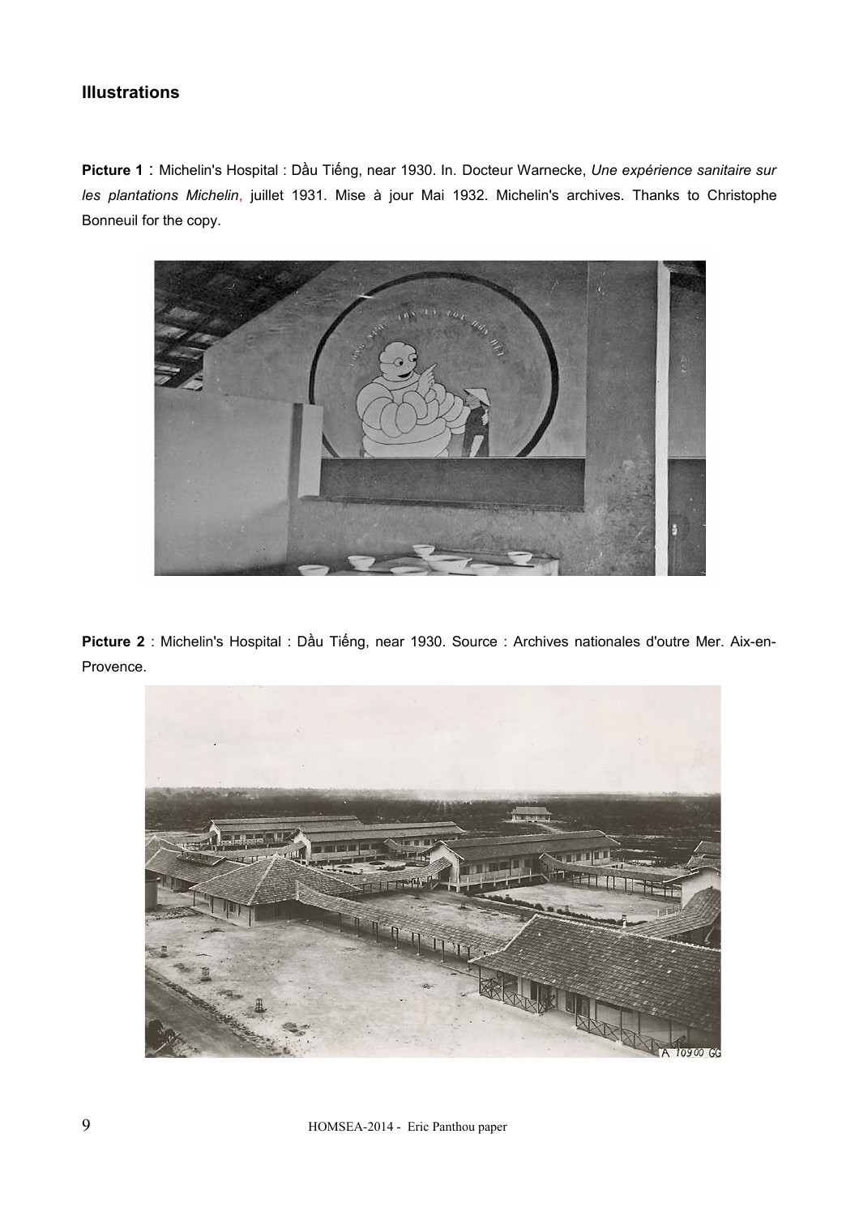## Illustrations

**Picture 1** : Michelin's Hospital : Dầu Tiếng, near 1930. In. Docteur Warnecke, *Une expérience sanitaire sur les plantations Michelin*, juillet 1931. Mise à jour Mai 1932. Michelin's archives. Thanks to Christophe Bonneuil for the copy.

**Picture 2** : Michelin's Hospital : Dầu Tiếng, near 1930. Source : Archives nationales d'outre Mer. Aix-en-Provence.